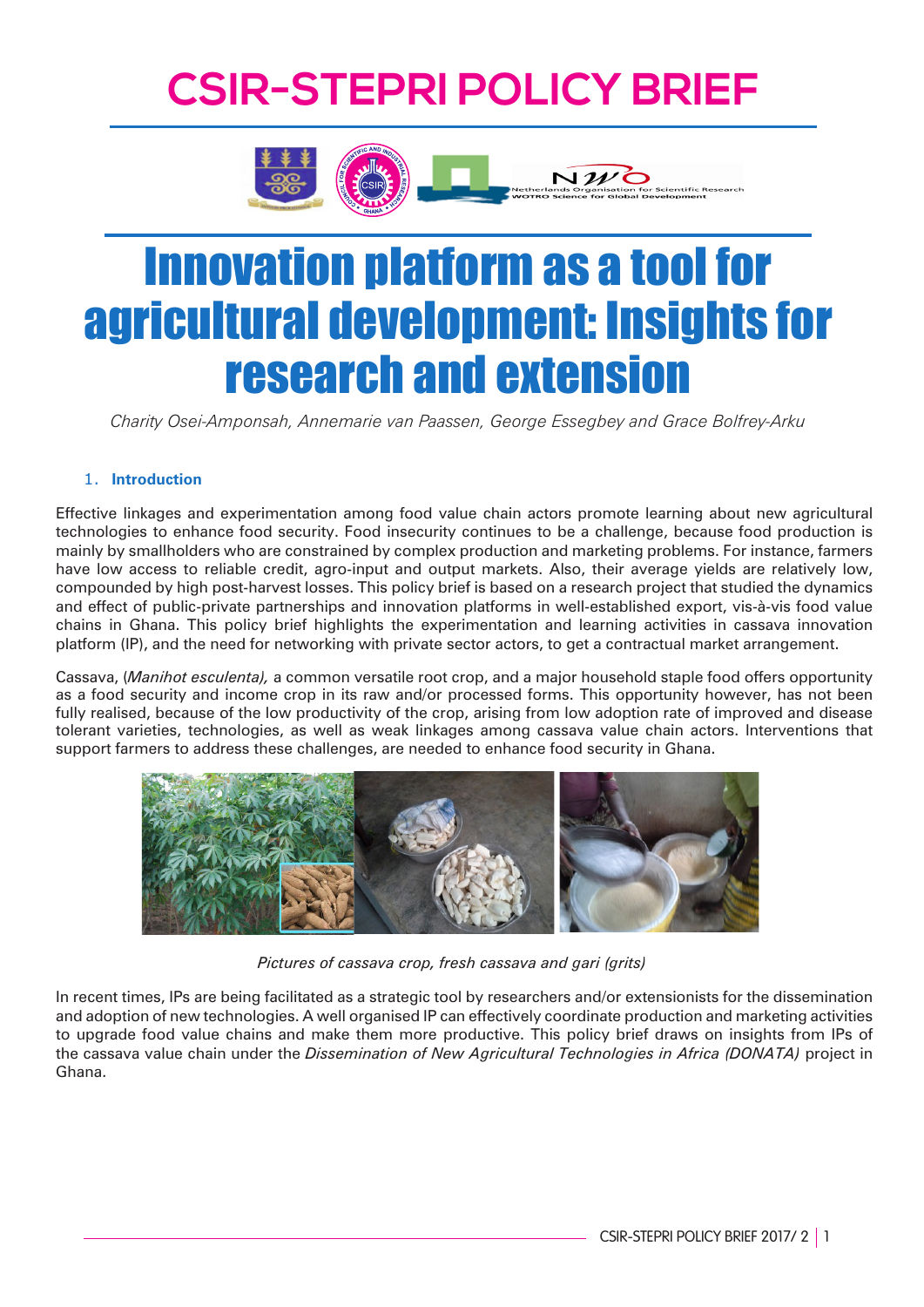# CSIR-STEPRI POLICY BRIEF

# Innovation platform as a tool for agricultural development: Insights for research and extension

*Charity Osei-Amponsah, Annemarie van Paassen, George Essegbey and Grace Bolfrey-Arku*

## 1. Introduction

Effective linkages and experimentation among food value chain actors promote learning about new agricultural technologies to enhance food security. Food insecurity continues to be a challenge, because food production is mainly by smallholders who are constrained by complex production and marketing problems. For instance, farmers have low access to reliable credit, agro-input and output markets. Also, their average yields are relatively low, compounded by high post-harvest losses. This policy brief is based on a research project that studied the dynamics and effect of public-private partnerships and innovation platforms in well-established export, vis-à-vis food value chains in Ghana. This policy brief highlights the experimentation and learning activities in cassava innovation platform (IP), and the need for networking with private sector actors, to get a contractual market arrangement.

Cassava, (*Manihot esculenta),* a common versatile root crop, and a major household staple food offers opportunity as a food security and income crop in its raw and/or processed forms. This opportunity however, has not been fully realised, because of the low productivity of the crop, arising from low adoption rate of improved and disease tolerant varieties, technologies, as well as weak linkages among cassava value chain actors. Interventions that support farmers to address these challenges, are needed to enhance food security in Ghana.

*Pictures of cassava crop, fresh cassava and gari (grits)*

In recent times, IPs are being facilitated as a strategic tool by researchers and/or extensionists for the dissemination and adoption of new technologies. A well organised IP can effectively coordinate production and marketing activities to upgrade food value chains and make them more productive. This policy brief draws on insights from IPs of the cassava value chain under the *Dissemination of New Agricultural Technologies in Africa (DONATA)* project in Ghana.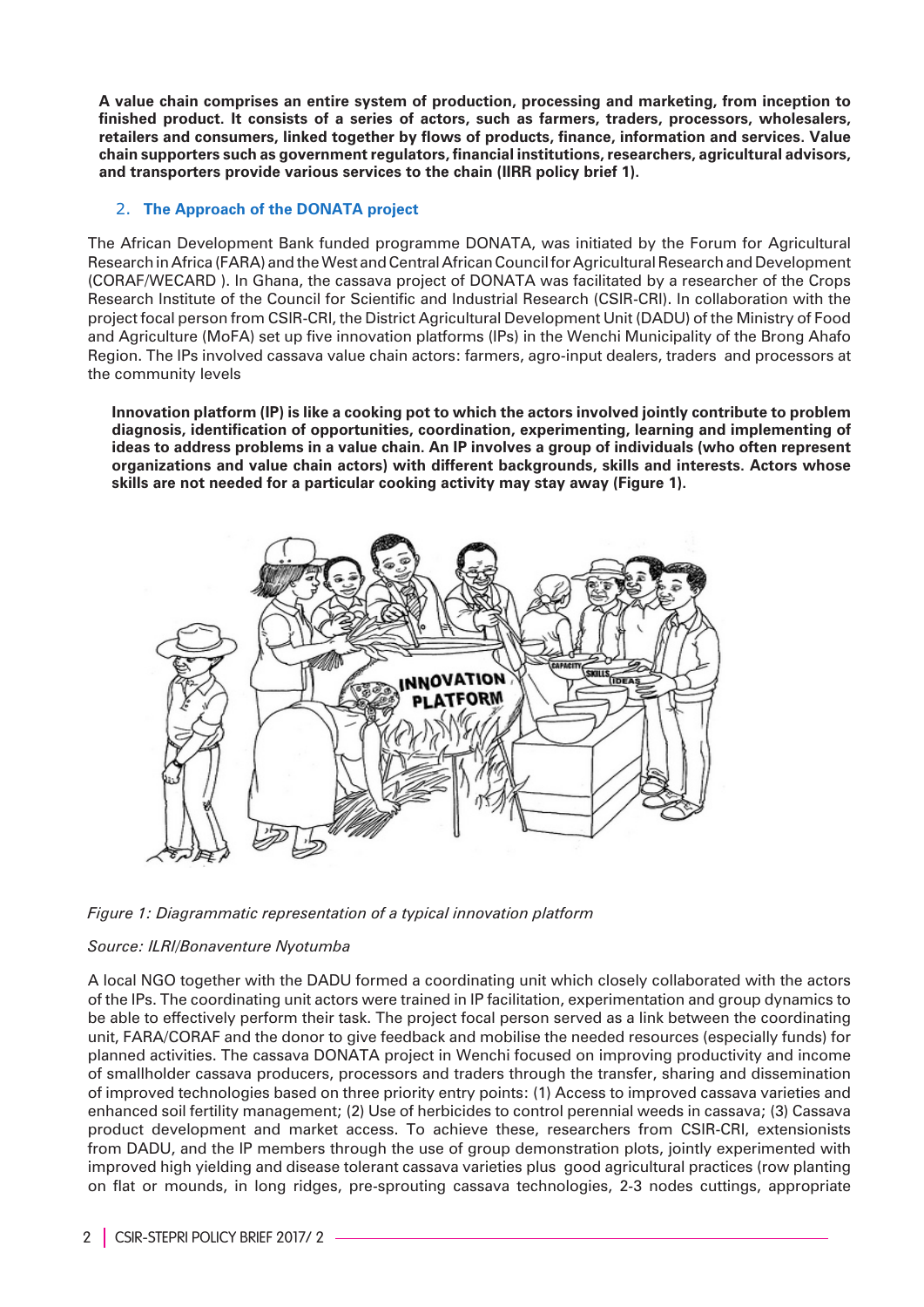**A value chain comprises an entire system of production, processing and marketing, from inception to finished product. It consists of a series of actors, such as farmers, traders, processors, wholesalers, retailers and consumers, linked together by flows of products, finance, information and services. Value chain supporters such as government regulators, financial institutions, researchers, agricultural advisors, and transporters provide various services to the chain (IIRR policy brief 1).**

## 2. The Approach of the DONATA project

The African Development Bank funded programme DONATA, was initiated by the Forum for Agricultural Research in Africa (FARA) and the West and Central African Council for Agricultural Research and Development (CORAF/WECARD ). In Ghana, the cassava project of DONATA was facilitated by a researcher of the Crops Research Institute of the Council for Scientific and Industrial Research (CSIR-CRI). In collaboration with the project focal person from CSIR-CRI, the District Agricultural Development Unit (DADU) of the Ministry of Food and Agriculture (MoFA) set up five innovation platforms (IPs) in the Wenchi Municipality of the Brong Ahafo Region. The IPs involved cassava value chain actors: farmers, agro-input dealers, traders and processors at the community levels

**Innovation platform (IP) is like a cooking pot to which the actors involved jointly contribute to problem diagnosis, identification of opportunities, coordination, experimenting, learning and implementing of ideas to address problems in a value chain. An IP involves a group of individuals (who often represent organizations and value chain actors) with different backgrounds, skills and interests. Actors whose skills are not needed for a particular cooking activity may stay away (Figure 1).**

*Figure 1: Diagrammatic representation of a typical innovation platform*

*Source: ILRI/Bonaventure Nyotumba*

A local NGO together with the DADU formed a coordinating unit which closely collaborated with the actors of the IPs. The coordinating unit actors were trained in IP facilitation, experimentation and group dynamics to be able to effectively perform their task. The project focal person served as a link between the coordinating unit, FARA/CORAF and the donor to give feedback and mobilise the needed resources (especially funds) for planned activities. The cassava DONATA project in Wenchi focused on improving productivity and income of smallholder cassava producers, processors and traders through the transfer, sharing and dissemination of improved technologies based on three priority entry points: (1) Access to improved cassava varieties and enhanced soil fertility management; (2) Use of herbicides to control perennial weeds in cassava; (3) Cassava product development and market access. To achieve these, researchers from CSIR-CRI, extensionists from DADU, and the IP members through the use of group demonstration plots, jointly experimented with improved high yielding and disease tolerant cassava varieties plus good agricultural practices (row planting on flat or mounds, in long ridges, pre-sprouting cassava technologies, 2-3 nodes cuttings, appropriate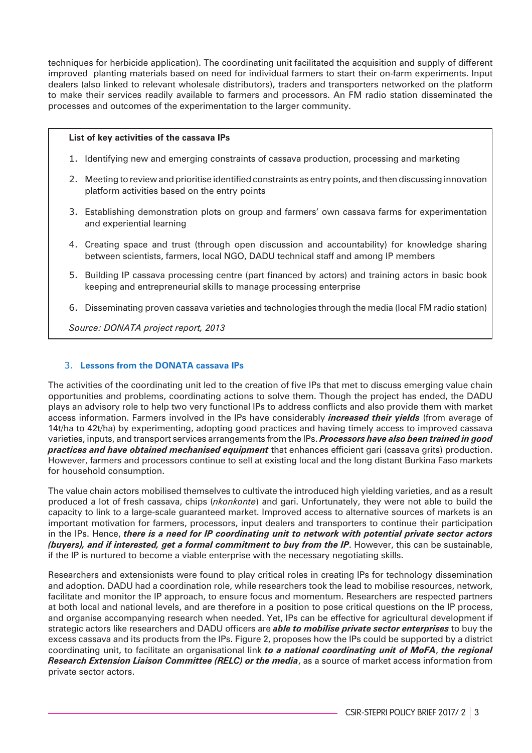techniques for herbicide application). The coordinating unit facilitated the acquisition and supply of different improved planting materials based on need for individual farmers to start their on-farm experiments. Input dealers (also linked to relevant wholesale distributors), traders and transporters networked on the platform to make their services readily available to farmers and processors. An FM radio station disseminated the processes and outcomes of the experimentation to the larger community.

> **List of key activities of the cassava IPs**
>
> 1. Identifying new and emerging constraints of cassava production, processing and marketing
> 2. Meeting to review and prioritise identified constraints as entry points, and then discussing innovation platform activities based on the entry points
> 3. Establishing demonstration plots on group and farmers' own cassava farms for experimentation and experiential learning
> 4. Creating space and trust (through open discussion and accountability) for knowledge sharing between scientists, farmers, local NGO, DADU technical staff and among IP members
> 5. Building IP cassava processing centre (part financed by actors) and training actors in basic book keeping and entrepreneurial skills to manage processing enterprise
> 6. Disseminating proven cassava varieties and technologies through the media (local FM radio station)
>
> *Source: DONATA project report, 2013*

## 3. Lessons from the DONATA cassava IPs

The activities of the coordinating unit led to the creation of five IPs that met to discuss emerging value chain opportunities and problems, coordinating actions to solve them. Though the project has ended, the DADU plays an advisory role to help two very functional IPs to address conflicts and also provide them with market access information. Farmers involved in the IPs have considerably ***increased their yields*** (from average of 14t/ha to 42t/ha) by experimenting, adopting good practices and having timely access to improved cassava varieties, inputs, and transport services arrangements from the IPs. ***Processors have also been trained in good practices and have obtained mechanised equipment*** that enhances efficient gari (cassava grits) production. However, farmers and processors continue to sell at existing local and the long distant Burkina Faso markets for household consumption.

The value chain actors mobilised themselves to cultivate the introduced high yielding varieties, and as a result produced a lot of fresh cassava, chips (*nkonkonte*) and gari. Unfortunately, they were not able to build the capacity to link to a large-scale guaranteed market. Improved access to alternative sources of markets is an important motivation for farmers, processors, input dealers and transporters to continue their participation in the IPs. Hence, ***there is a need for IP coordinating unit to network with potential private sector actors (buyers), and if interested, get a formal commitment to buy from the IP***. However, this can be sustainable, if the IP is nurtured to become a viable enterprise with the necessary negotiating skills.

Researchers and extensionists were found to play critical roles in creating IPs for technology dissemination and adoption. DADU had a coordination role, while researchers took the lead to mobilise resources, network, facilitate and monitor the IP approach, to ensure focus and momentum. Researchers are respected partners at both local and national levels, and are therefore in a position to pose critical questions on the IP process, and organise accompanying research when needed. Yet, IPs can be effective for agricultural development if strategic actors like researchers and DADU officers are ***able to mobilise private sector enterprises*** to buy the excess cassava and its products from the IPs. Figure 2, proposes how the IPs could be supported by a district coordinating unit, to facilitate an organisational link ***to a national coordinating unit of MoFA, the regional Research Extension Liaison Committee (RELC) or the media***, as a source of market access information from private sector actors.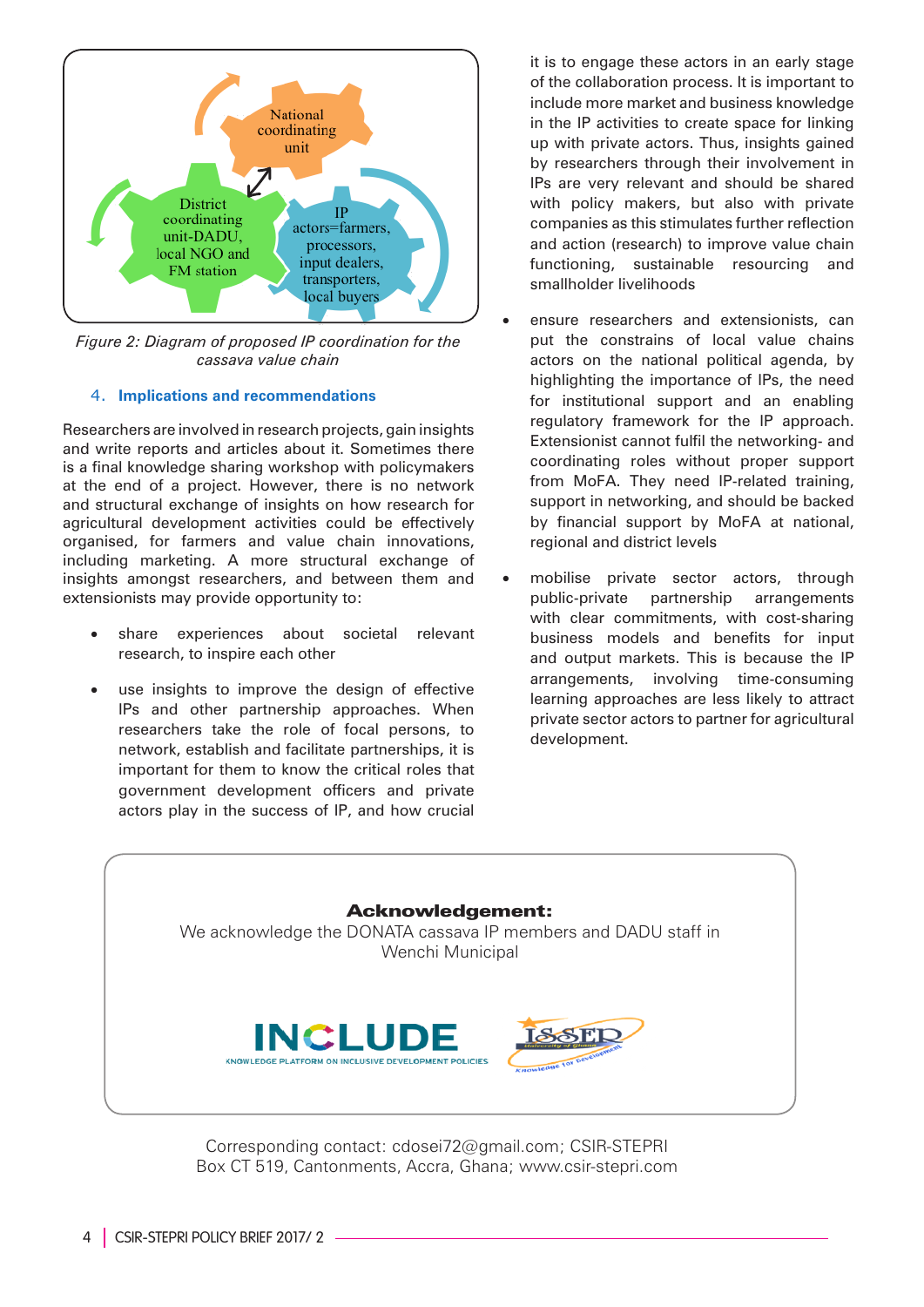National coordinating unit

District coordinating unit-DADU, local NGO and FM station

IP actors=farmers, processors, input dealers, transporters, local buyers

*Figure 2: Diagram of proposed IP coordination for the cassava value chain*

## 4. Implications and recommendations

Researchers are involved in research projects, gain insights and write reports and articles about it. Sometimes there is a final knowledge sharing workshop with policymakers at the end of a project. However, there is no network and structural exchange of insights on how research for agricultural development activities could be effectively organised, for farmers and value chain innovations, including marketing. A more structural exchange of insights amongst researchers, and between them and extensionists may provide opportunity to:

- share experiences about societal relevant research, to inspire each other
- use insights to improve the design of effective IPs and other partnership approaches. When researchers take the role of focal persons, to network, establish and facilitate partnerships, it is important for them to know the critical roles that government development officers and private actors play in the success of IP, and how crucial it is to engage these actors in an early stage of the collaboration process. It is important to include more market and business knowledge in the IP activities to create space for linking up with private actors. Thus, insights gained by researchers through their involvement in IPs are very relevant and should be shared with policy makers, but also with private companies as this stimulates further reflection and action (research) to improve value chain functioning, sustainable resourcing and smallholder livelihoods
- ensure researchers and extensionists, can put the constrains of local value chains actors on the national political agenda, by highlighting the importance of IPs, the need for institutional support and an enabling regulatory framework for the IP approach. Extensionist cannot fulfil the networking- and coordinating roles without proper support from MoFA. They need IP-related training, support in networking, and should be backed by financial support by MoFA at national, regional and district levels
- mobilise private sector actors, through public-private partnership arrangements with clear commitments, with cost-sharing business models and benefits for input and output markets. This is because the IP arrangements, involving time-consuming learning approaches are less likely to attract private sector actors to partner for agricultural development.

**Acknowledgement:**
We acknowledge the DONATA cassava IP members and DADU staff in Wenchi Municipal

INCLUDE
KNOWLEDGE PLATFORM ON INCLUSIVE DEVELOPMENT POLICIES

ISSER
University of Ghana
Knowledge for Development

Corresponding contact: cdosei72@gmail.com; CSIR-STEPRI
Box CT 519, Cantonments, Accra, Ghana; www.csir-stepri.com